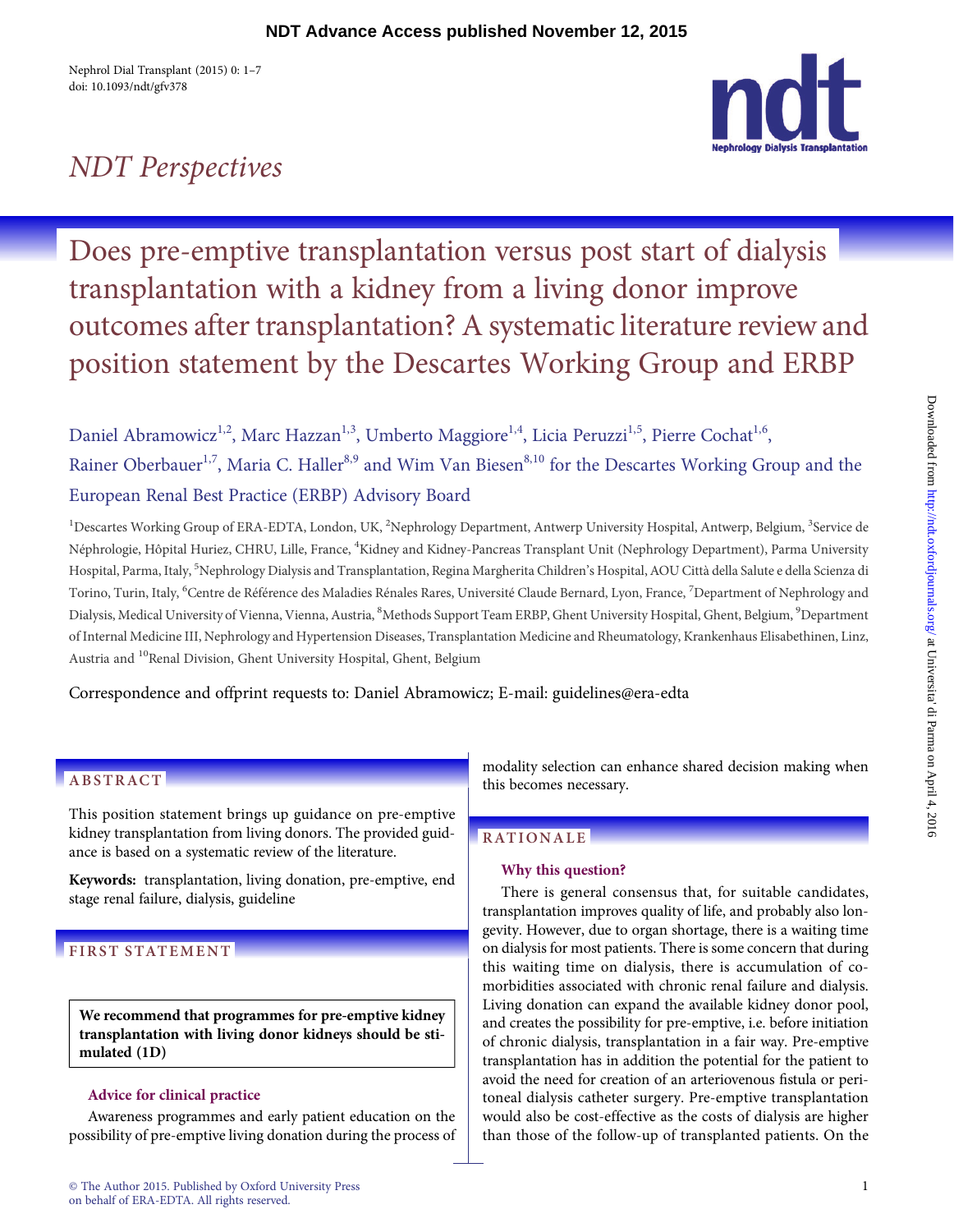## NDT Perspectives

# Does pre-emptive transplantation versus post start of dialysis transplantation with a kidney from a living donor improve outcomes after transplantation? A systematic literature review and position statement by the Descartes Working Group and ERBP

Daniel Abramowicz[1,2], Marc Hazzan[1,3], Umberto Maggiore[1,4], Licia Peruzzi[1,5], Pierre Cochat[1,6], Rainer Oberbauer[1,7], Maria C. Haller[8,9] and Wim Van Biesen[8,10] for the Descartes Working Group and the European Renal Best Practice (ERBP) Advisory Board

[1]Descartes Working Group of ERA-EDTA, London, UK, [2]Nephrology Department, Antwerp University Hospital, Antwerp, Belgium, [3]Service de Néphrologie, Hôpital Huriez, CHRU, Lille, France, [4]Kidney and Kidney-Pancreas Transplant Unit (Nephrology Department), Parma University Hospital, Parma, Italy, [5]Nephrology Dialysis and Transplantation, Regina Margherita Children's Hospital, AOU Città della Salute e della Scienza di Torino, Turin, Italy, [6]Centre de Référence des Maladies Rénales Rares, Université Claude Bernard, Lyon, France, [7]Department of Nephrology and Dialysis, Medical University of Vienna, Vienna, Austria, [8]Methods Support Team ERBP, Ghent University Hospital, Ghent, Belgium, [9]Department of Internal Medicine III, Nephrology and Hypertension Diseases, Transplantation Medicine and Rheumatology, Krankenhaus Elisabethinen, Linz, Austria and [10]Renal Division, Ghent University Hospital, Ghent, Belgium

Correspondence and offprint requests to: Daniel Abramowicz; E-mail: guidelines@era-edta

## ABSTRACT

This position statement brings up guidance on pre-emptive kidney transplantation from living donors. The provided guidance is based on a systematic review of the literature.

**Keywords:** transplantation, living donation, pre-emptive, end stage renal failure, dialysis, guideline

## FIRST STATEMENT

**We recommend that programmes for pre-emptive kidney transplantation with living donor kidneys should be stimulated (1D)**

### Advice for clinical practice

Awareness programmes and early patient education on the possibility of pre-emptive living donation during the process of modality selection can enhance shared decision making when this becomes necessary.

## RATIONALE

### Why this question?

There is general consensus that, for suitable candidates, transplantation improves quality of life, and probably also longevity. However, due to organ shortage, there is a waiting time on dialysis for most patients. There is some concern that during this waiting time on dialysis, there is accumulation of comorbidities associated with chronic renal failure and dialysis. Living donation can expand the available kidney donor pool, and creates the possibility for pre-emptive, i.e. before initiation of chronic dialysis, transplantation in a fair way. Pre-emptive transplantation has in addition the potential for the patient to avoid the need for creation of an arteriovenous fistula or peritoneal dialysis catheter surgery. Pre-emptive transplantation would also be cost-effective as the costs of dialysis are higher than those of the follow-up of transplanted patients. On the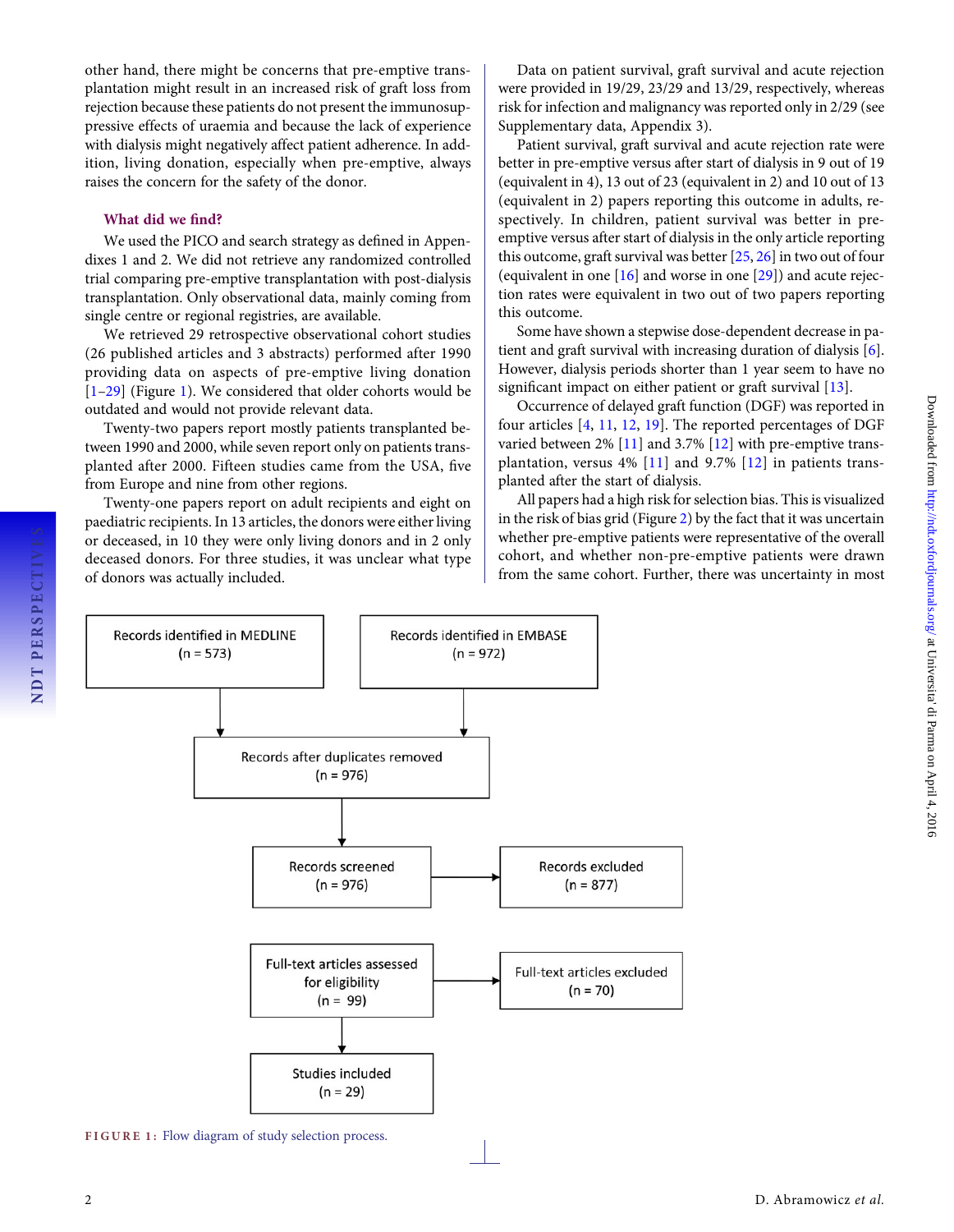other hand, there might be concerns that pre-emptive transplantation might result in an increased risk of graft loss from rejection because these patients do not present the immunosuppressive effects of uraemia and because the lack of experience with dialysis might negatively affect patient adherence. In addition, living donation, especially when pre-emptive, always raises the concern for the safety of the donor.

### What did we find?

We used the PICO and search strategy as defined in Appendixes 1 and 2. We did not retrieve any randomized controlled trial comparing pre-emptive transplantation with post-dialysis transplantation. Only observational data, mainly coming from single centre or regional registries, are available.

We retrieved 29 retrospective observational cohort studies (26 published articles and 3 abstracts) performed after 1990 providing data on aspects of pre-emptive living donation [1–29] (Figure 1). We considered that older cohorts would be outdated and would not provide relevant data.

Twenty-two papers report mostly patients transplanted between 1990 and 2000, while seven report only on patients transplanted after 2000. Fifteen studies came from the USA, five from Europe and nine from other regions.

Twenty-one papers report on adult recipients and eight on paediatric recipients. In 13 articles, the donors were either living or deceased, in 10 they were only living donors and in 2 only deceased donors. For three studies, it was unclear what type of donors was actually included.

Data on patient survival, graft survival and acute rejection were provided in 19/29, 23/29 and 13/29, respectively, whereas risk for infection and malignancy was reported only in 2/29 (see Supplementary data, Appendix 3).

Patient survival, graft survival and acute rejection rate were better in pre-emptive versus after start of dialysis in 9 out of 19 (equivalent in 4), 13 out of 23 (equivalent in 2) and 10 out of 13 (equivalent in 2) papers reporting this outcome in adults, respectively. In children, patient survival was better in pre-emptive versus after start of dialysis in the only article reporting this outcome, graft survival was better [25, 26] in two out of four (equivalent in one [16] and worse in one [29]) and acute rejection rates were equivalent in two out of two papers reporting this outcome.

Some have shown a stepwise dose-dependent decrease in patient and graft survival with increasing duration of dialysis [6]. However, dialysis periods shorter than 1 year seem to have no significant impact on either patient or graft survival [13].

Occurrence of delayed graft function (DGF) was reported in four articles [4, 11, 12, 19]. The reported percentages of DGF varied between 2% [11] and 3.7% [12] with pre-emptive transplantation, versus 4% [11] and 9.7% [12] in patients transplanted after the start of dialysis.

All papers had a high risk for selection bias. This is visualized in the risk of bias grid (Figure 2) by the fact that it was uncertain whether pre-emptive patients were representative of the overall cohort, and whether non-pre-emptive patients were drawn from the same cohort. Further, there was uncertainty in most

```
Records identified in MEDLINE (n = 573)    Records identified in EMBASE (n = 972)
                    \                          /
              Records after duplicates removed (n = 976)
                              |
              Records screened (n = 976)  -->  Records excluded (n = 877)
                              |
   Full-text articles assessed for eligibility (n = 99)  -->  Full-text articles excluded (n = 70)
                              |
                   Studies included (n = 29)
```

FIGURE 1: Flow diagram of study selection process.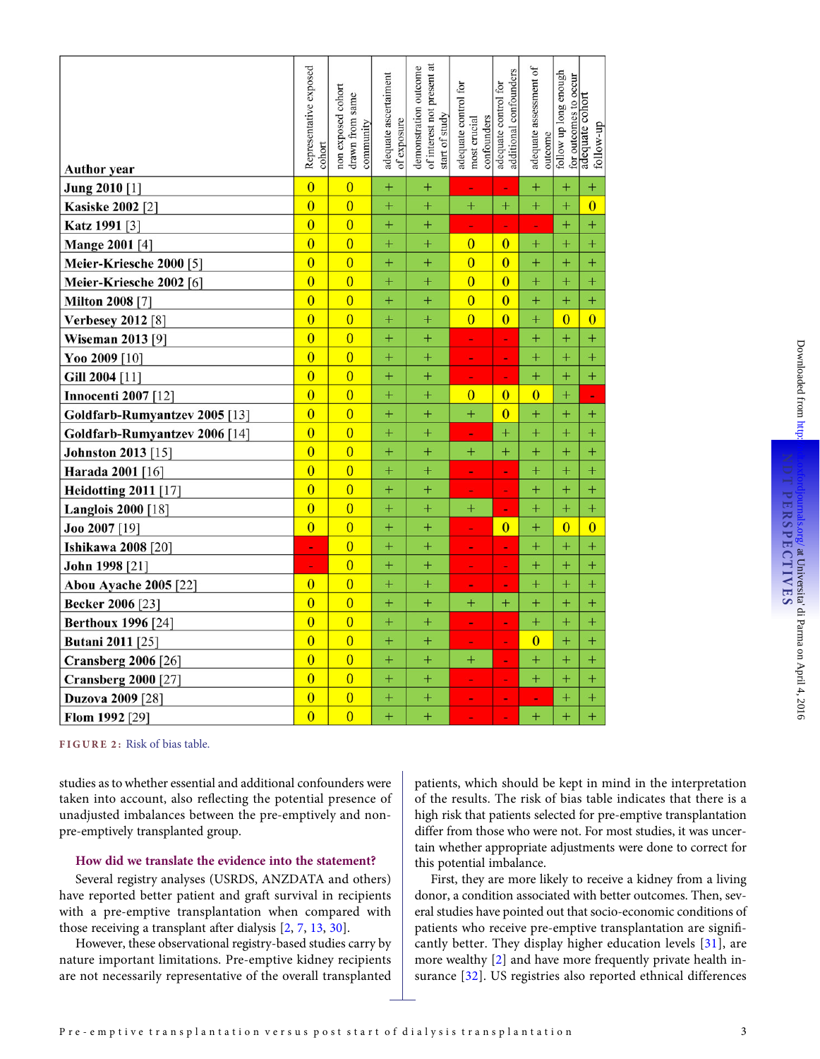| Author year | Representative exposed cohort | non exposed cohort drawn from same community | adequate ascertainment of exposure | demonstration outcome of interest not present at start of study | adequate control for most crucial confounders | adequate control for additional confounders | adequate assessment of outcome | follow up long enough for outcomes to occur | adequate cohort follow-up |
|---|---|---|---|---|---|---|---|---|---|
| Jung 2010 [1] | 0 | 0 | + | + | - | - | + | + | + |
| Kasiske 2002 [2] | 0 | 0 | + | + | + | + | + | + | 0 |
| Katz 1991 [3] | 0 | 0 | + | + | - | - | - | + | + |
| Mange 2001 [4] | 0 | 0 | + | + | 0 | 0 | + | + | + |
| Meier-Kriesche 2000 [5] | 0 | 0 | + | + | 0 | 0 | + | + | + |
| Meier-Kriesche 2002 [6] | 0 | 0 | + | + | 0 | 0 | + | + | + |
| Milton 2008 [7] | 0 | 0 | + | + | 0 | 0 | + | + | + |
| Verbesey 2012 [8] | 0 | 0 | + | + | 0 | 0 | + | 0 | 0 |
| Wiseman 2013 [9] | 0 | 0 | + | + | - | - | + | + | + |
| Yoo 2009 [10] | 0 | 0 | + | + | - | - | + | + | + |
| Gill 2004 [11] | 0 | 0 | + | + | - | - | + | + | + |
| Innocenti 2007 [12] | 0 | 0 | + | + | 0 | 0 | 0 | + | - |
| Goldfarb-Rumyantzev 2005 [13] | 0 | 0 | + | + | + | 0 | + | + | + |
| Goldfarb-Rumyantzev 2006 [14] | 0 | 0 | + | + | - | + | + | + | + |
| Johnston 2013 [15] | 0 | 0 | + | + | + | + | + | + | + |
| Harada 2001 [16] | 0 | 0 | + | + | - | - | + | + | + |
| Heidotting 2011 [17] | 0 | 0 | + | + | - | - | + | + | + |
| Langlois 2000 [18] | 0 | 0 | + | + | + | - | + | + | + |
| Joo 2007 [19] | 0 | 0 | + | + | - | 0 | + | 0 | 0 |
| Ishikawa 2008 [20] | - | 0 | + | + | - | - | + | + | + |
| John 1998 [21] | - | 0 | + | + | - | - | + | + | + |
| Abou Ayache 2005 [22] | 0 | 0 | + | + | - | - | + | + | + |
| Becker 2006 [23] | 0 | 0 | + | + | + | + | + | + | + |
| Berthoux 1996 [24] | 0 | 0 | + | + | - | - | + | + | + |
| Butani 2011 [25] | 0 | 0 | + | + | - | - | 0 | + | + |
| Cransberg 2006 [26] | 0 | 0 | + | + | + | - | + | + | + |
| Cransberg 2000 [27] | 0 | 0 | + | + | - | - | + | + | + |
| Duzova 2009 [28] | 0 | 0 | + | + | - | - | - | + | + |
| Flom 1992 [29] | 0 | 0 | + | + | - | - | + | + | + |

FIGURE 2: Risk of bias table.

studies as to whether essential and additional confounders were taken into account, also reflecting the potential presence of unadjusted imbalances between the pre-emptively and non-pre-emptively transplanted group.

### How did we translate the evidence into the statement?

Several registry analyses (USRDS, ANZDATA and others) have reported better patient and graft survival in recipients with a pre-emptive transplantation when compared with those receiving a transplant after dialysis [2, 7, 13, 30].

However, these observational registry-based studies carry by nature important limitations. Pre-emptive kidney recipients are not necessarily representative of the overall transplanted patients, which should be kept in mind in the interpretation of the results. The risk of bias table indicates that there is a high risk that patients selected for pre-emptive transplantation differ from those who were not. For most studies, it was uncertain whether appropriate adjustments were done to correct for this potential imbalance.

First, they are more likely to receive a kidney from a living donor, a condition associated with better outcomes. Then, several studies have pointed out that socio-economic conditions of patients who receive pre-emptive transplantation are significantly better. They display higher education levels [31], are more wealthy [2] and have more frequently private health insurance [32]. US registries also reported ethnical differences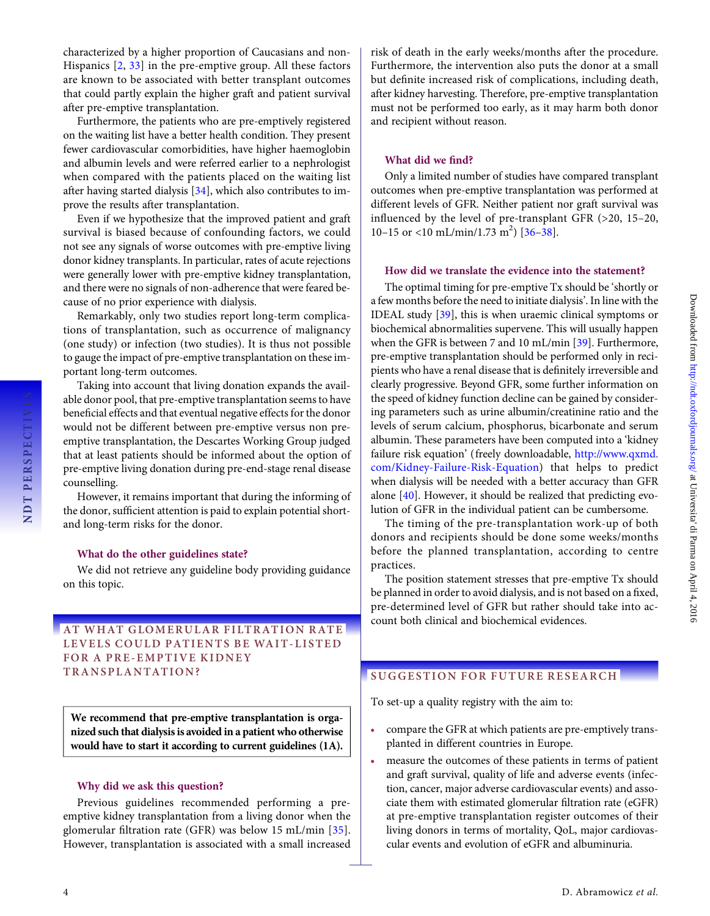characterized by a higher proportion of Caucasians and non-Hispanics [2, 33] in the pre-emptive group. All these factors are known to be associated with better transplant outcomes that could partly explain the higher graft and patient survival after pre-emptive transplantation.

Furthermore, the patients who are pre-emptively registered on the waiting list have a better health condition. They present fewer cardiovascular comorbidities, have higher haemoglobin and albumin levels and were referred earlier to a nephrologist when compared with the patients placed on the waiting list after having started dialysis [34], which also contributes to improve the results after transplantation.

Even if we hypothesize that the improved patient and graft survival is biased because of confounding factors, we could not see any signals of worse outcomes with pre-emptive living donor kidney transplants. In particular, rates of acute rejections were generally lower with pre-emptive kidney transplantation, and there were no signals of non-adherence that were feared because of no prior experience with dialysis.

Remarkably, only two studies report long-term complications of transplantation, such as occurrence of malignancy (one study) or infection (two studies). It is thus not possible to gauge the impact of pre-emptive transplantation on these important long-term outcomes.

Taking into account that living donation expands the available donor pool, that pre-emptive transplantation seems to have beneficial effects and that eventual negative effects for the donor would not be different between pre-emptive versus non pre-emptive transplantation, the Descartes Working Group judged that at least patients should be informed about the option of pre-emptive living donation during pre-end-stage renal disease counselling.

However, it remains important that during the informing of the donor, sufficient attention is paid to explain potential short- and long-term risks for the donor.

### What do the other guidelines state?

We did not retrieve any guideline body providing guidance on this topic.

## AT WHAT GLOMERULAR FILTRATION RATE LEVELS COULD PATIENTS BE WAIT-LISTED FOR A PRE-EMPTIVE KIDNEY TRANSPLANTATION?

**We recommend that pre-emptive transplantation is organized such that dialysis is avoided in a patient who otherwise would have to start it according to current guidelines (1A).**

### Why did we ask this question?

Previous guidelines recommended performing a pre-emptive kidney transplantation from a living donor when the glomerular filtration rate (GFR) was below 15 mL/min [35]. However, transplantation is associated with a small increased risk of death in the early weeks/months after the procedure. Furthermore, the intervention also puts the donor at a small but definite increased risk of complications, including death, after kidney harvesting. Therefore, pre-emptive transplantation must not be performed too early, as it may harm both donor and recipient without reason.

### What did we find?

Only a limited number of studies have compared transplant outcomes when pre-emptive transplantation was performed at different levels of GFR. Neither patient nor graft survival was influenced by the level of pre-transplant GFR (>20, 15–20, 10–15 or <10 mL/min/1.73 m$^2$) [36–38].

### How did we translate the evidence into the statement?

The optimal timing for pre-emptive Tx should be 'shortly or a few months before the need to initiate dialysis'. In line with the IDEAL study [39], this is when uraemic clinical symptoms or biochemical abnormalities supervene. This will usually happen when the GFR is between 7 and 10 mL/min [39]. Furthermore, pre-emptive transplantation should be performed only in recipients who have a renal disease that is definitely irreversible and clearly progressive. Beyond GFR, some further information on the speed of kidney function decline can be gained by considering parameters such as urine albumin/creatinine ratio and the levels of serum calcium, phosphorus, bicarbonate and serum albumin. These parameters have been computed into a 'kidney failure risk equation' (freely downloadable, http://www.qxmd.com/Kidney-Failure-Risk-Equation) that helps to predict when dialysis will be needed with a better accuracy than GFR alone [40]. However, it should be realized that predicting evolution of GFR in the individual patient can be cumbersome.

The timing of the pre-transplantation work-up of both donors and recipients should be done some weeks/months before the planned transplantation, according to centre practices.

The position statement stresses that pre-emptive Tx should be planned in order to avoid dialysis, and is not based on a fixed, pre-determined level of GFR but rather should take into account both clinical and biochemical evidences.

## SUGGESTION FOR FUTURE RESEARCH

To set-up a quality registry with the aim to:

- compare the GFR at which patients are pre-emptively transplanted in different countries in Europe.
- measure the outcomes of these patients in terms of patient and graft survival, quality of life and adverse events (infection, cancer, major adverse cardiovascular events) and associate them with estimated glomerular filtration rate (eGFR) at pre-emptive transplantation register outcomes of their living donors in terms of mortality, QoL, major cardiovascular events and evolution of eGFR and albuminuria.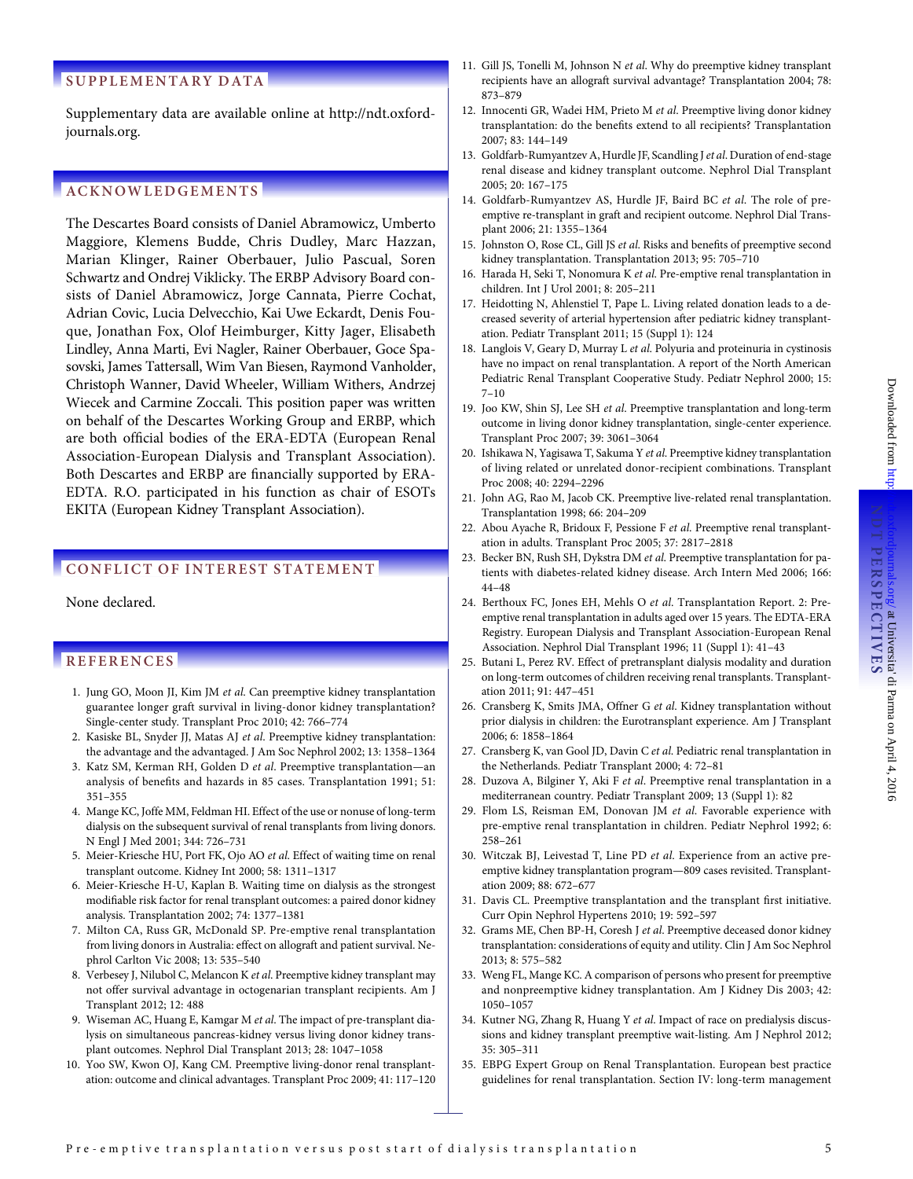## SUPPLEMENTARY DATA

Supplementary data are available online at http://ndt.oxfordjournals.org.

## ACKNOWLEDGEMENTS

The Descartes Board consists of Daniel Abramowicz, Umberto Maggiore, Klemens Budde, Chris Dudley, Marc Hazzan, Marian Klinger, Rainer Oberbauer, Julio Pascual, Soren Schwartz and Ondrej Viklicky. The ERBP Advisory Board consists of Daniel Abramowicz, Jorge Cannata, Pierre Cochat, Adrian Covic, Lucia Delvecchio, Kai Uwe Eckardt, Denis Fouque, Jonathan Fox, Olof Heimburger, Kitty Jager, Elisabeth Lindley, Anna Marti, Evi Nagler, Rainer Oberbauer, Goce Spasovski, James Tattersall, Wim Van Biesen, Raymond Vanholder, Christoph Wanner, David Wheeler, William Withers, Andrzej Wiecek and Carmine Zoccali. This position paper was written on behalf of the Descartes Working Group and ERBP, which are both official bodies of the ERA-EDTA (European Renal Association-European Dialysis and Transplant Association). Both Descartes and ERBP are financially supported by ERA-EDTA. R.O. participated in his function as chair of ESOTs EKITA (European Kidney Transplant Association).

## CONFLICT OF INTEREST STATEMENT

None declared.

## REFERENCES

1. Jung GO, Moon JI, Kim JM *et al.* Can preemptive kidney transplantation guarantee longer graft survival in living-donor kidney transplantation? Single-center study. Transplant Proc 2010; 42: 766–774
2. Kasiske BL, Snyder JJ, Matas AJ *et al.* Preemptive kidney transplantation: the advantage and the advantaged. J Am Soc Nephrol 2002; 13: 1358–1364
3. Katz SM, Kerman RH, Golden D *et al.* Preemptive transplantation—an analysis of benefits and hazards in 85 cases. Transplantation 1991; 51: 351–355
4. Mange KC, Joffe MM, Feldman HI. Effect of the use or nonuse of long-term dialysis on the subsequent survival of renal transplants from living donors. N Engl J Med 2001; 344: 726–731
5. Meier-Kriesche HU, Port FK, Ojo AO *et al.* Effect of waiting time on renal transplant outcome. Kidney Int 2000; 58: 1311–1317
6. Meier-Kriesche H-U, Kaplan B. Waiting time on dialysis as the strongest modifiable risk factor for renal transplant outcomes: a paired donor kidney analysis. Transplantation 2002; 74: 1377–1381
7. Milton CA, Russ GR, McDonald SP. Pre-emptive renal transplantation from living donors in Australia: effect on allograft and patient survival. Nephrol Carlton Vic 2008; 13: 535–540
8. Verbesey J, Nilubol C, Melancon K *et al.* Preemptive kidney transplant may not offer survival advantage in octogenarian transplant recipients. Am J Transplant 2012; 12: 488
9. Wiseman AC, Huang E, Kamgar M *et al.* The impact of pre-transplant dialysis on simultaneous pancreas-kidney versus living donor kidney transplant outcomes. Nephrol Dial Transplant 2013; 28: 1047–1058
10. Yoo SW, Kwon OJ, Kang CM. Preemptive living-donor renal transplantation: outcome and clinical advantages. Transplant Proc 2009; 41: 117–120
11. Gill JS, Tonelli M, Johnson N *et al.* Why do preemptive kidney transplant recipients have an allograft survival advantage? Transplantation 2004; 78: 873–879
12. Innocenti GR, Wadei HM, Prieto M *et al.* Preemptive living donor kidney transplantation: do the benefits extend to all recipients? Transplantation 2007; 83: 144–149
13. Goldfarb-Rumyantzev A, Hurdle JF, Scandling J *et al.* Duration of end-stage renal disease and kidney transplant outcome. Nephrol Dial Transplant 2005; 20: 167–175
14. Goldfarb-Rumyantzev AS, Hurdle JF, Baird BC *et al.* The role of pre-emptive re-transplant in graft and recipient outcome. Nephrol Dial Transplant 2006; 21: 1355–1364
15. Johnston O, Rose CL, Gill JS *et al.* Risks and benefits of preemptive second kidney transplantation. Transplantation 2013; 95: 705–710
16. Harada H, Seki T, Nonomura K *et al.* Pre-emptive renal transplantation in children. Int J Urol 2001; 8: 205–211
17. Heidotting N, Ahlenstiel T, Pape L. Living related donation leads to a decreased severity of arterial hypertension after pediatric kidney transplantation. Pediatr Transplant 2011; 15 (Suppl 1): 124
18. Langlois V, Geary D, Murray L *et al.* Polyuria and proteinuria in cystinosis have no impact on renal transplantation. A report of the North American Pediatric Renal Transplant Cooperative Study. Pediatr Nephrol 2000; 15: 7–10
19. Joo KW, Shin SJ, Lee SH *et al.* Preemptive transplantation and long-term outcome in living donor kidney transplantation, single-center experience. Transplant Proc 2007; 39: 3061–3064
20. Ishikawa N, Yagisawa T, Sakuma Y *et al.* Preemptive kidney transplantation of living related or unrelated donor-recipient combinations. Transplant Proc 2008; 40: 2294–2296
21. John AG, Rao M, Jacob CK. Preemptive live-related renal transplantation. Transplantation 1998; 66: 204–209
22. Abou Ayache R, Bridoux F, Pessione F *et al.* Preemptive renal transplantation in adults. Transplant Proc 2005; 37: 2817–2818
23. Becker BN, Rush SH, Dykstra DM *et al.* Preemptive transplantation for patients with diabetes-related kidney disease. Arch Intern Med 2006; 166: 44–48
24. Berthoux FC, Jones EH, Mehls O *et al.* Transplantation Report. 2: Pre-emptive renal transplantation in adults aged over 15 years. The EDTA-ERA Registry. European Dialysis and Transplant Association-European Renal Association. Nephrol Dial Transplant 1996; 11 (Suppl 1): 41–43
25. Butani L, Perez RV. Effect of pretransplant dialysis modality and duration on long-term outcomes of children receiving renal transplants. Transplantation 2011; 91: 447–451
26. Cransberg K, Smits JMA, Offner G *et al.* Kidney transplantation without prior dialysis in children: the Eurotransplant experience. Am J Transplant 2006; 6: 1858–1864
27. Cransberg K, van Gool JD, Davin C *et al.* Pediatric renal transplantation in the Netherlands. Pediatr Transplant 2000; 4: 72–81
28. Duzova A, Bilginer Y, Aki F *et al.* Preemptive renal transplantation in a mediterranean country. Pediatr Transplant 2009; 13 (Suppl 1): 82
29. Flom LS, Reisman EM, Donovan JM *et al.* Favorable experience with pre-emptive renal transplantation in children. Pediatr Nephrol 1992; 6: 258–261
30. Witczak BJ, Leivestad T, Line PD *et al.* Experience from an active preemptive kidney transplantation program—809 cases revisited. Transplantation 2009; 88: 672–677
31. Davis CL. Preemptive transplantation and the transplant first initiative. Curr Opin Nephrol Hypertens 2010; 19: 592–597
32. Grams ME, Chen BP-H, Coresh J *et al.* Preemptive deceased donor kidney transplantation: considerations of equity and utility. Clin J Am Soc Nephrol 2013; 8: 575–582
33. Weng FL, Mange KC. A comparison of persons who present for preemptive and nonpreemptive kidney transplantation. Am J Kidney Dis 2003; 42: 1050–1057
34. Kutner NG, Zhang R, Huang Y *et al.* Impact of race on predialysis discussions and kidney transplant preemptive wait-listing. Am J Nephrol 2012; 35: 305–311
35. EBPG Expert Group on Renal Transplantation. European best practice guidelines for renal transplantation. Section IV: long-term management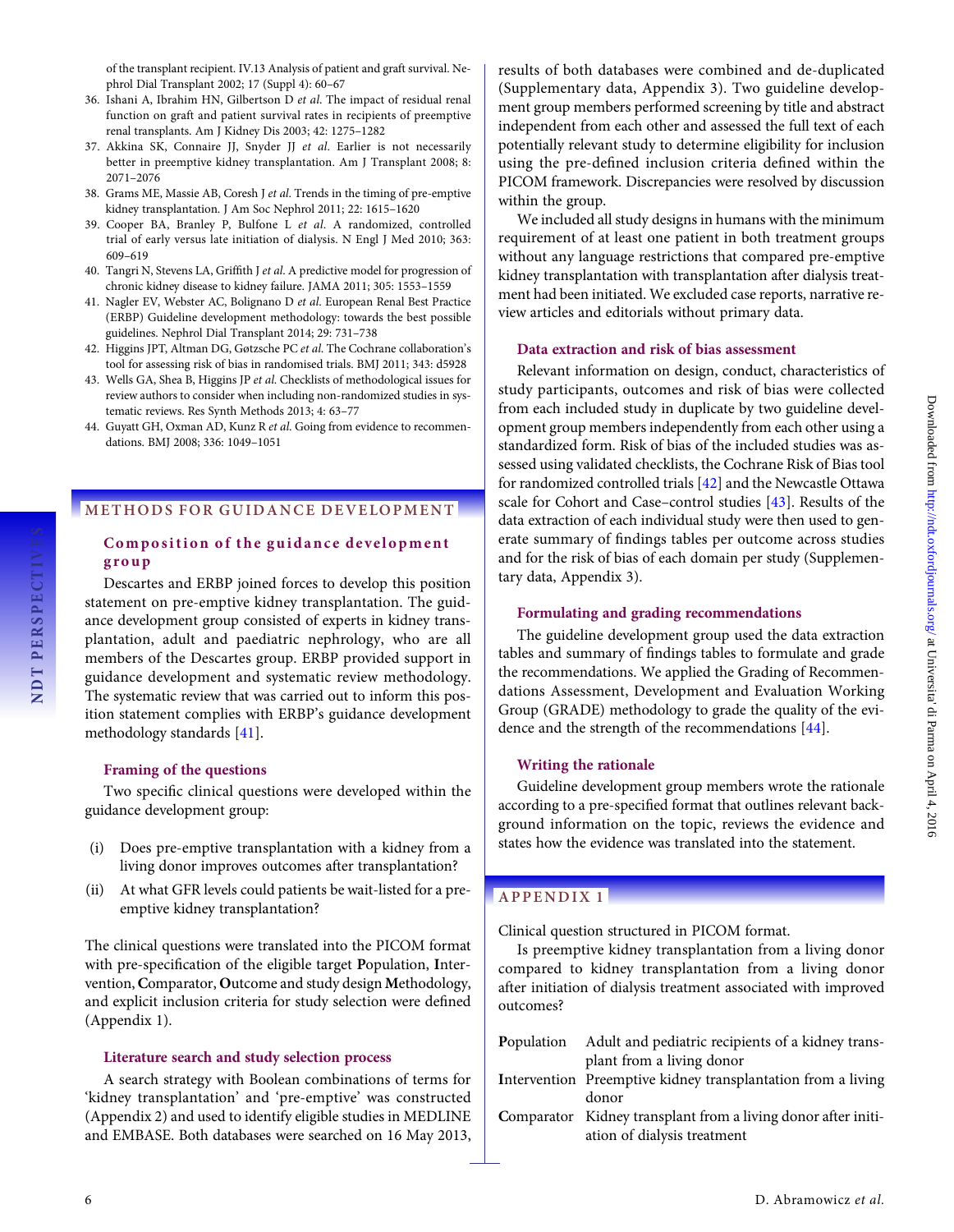of the transplant recipient. IV.13 Analysis of patient and graft survival. Nephrol Dial Transplant 2002; 17 (Suppl 4): 60–67
36. Ishani A, Ibrahim HN, Gilbertson D *et al.* The impact of residual renal function on graft and patient survival rates in recipients of preemptive renal transplants. Am J Kidney Dis 2003; 42: 1275–1282
37. Akkina SK, Connaire JJ, Snyder JJ *et al.* Earlier is not necessarily better in preemptive kidney transplantation. Am J Transplant 2008; 8: 2071–2076
38. Grams ME, Massie AB, Coresh J *et al.* Trends in the timing of pre-emptive kidney transplantation. J Am Soc Nephrol 2011; 22: 1615–1620
39. Cooper BA, Branley P, Bulfone L *et al.* A randomized, controlled trial of early versus late initiation of dialysis. N Engl J Med 2010; 363: 609–619
40. Tangri N, Stevens LA, Griffith J *et al.* A predictive model for progression of chronic kidney disease to kidney failure. JAMA 2011; 305: 1553–1559
41. Nagler EV, Webster AC, Bolignano D *et al.* European Renal Best Practice (ERBP) Guideline development methodology: towards the best possible guidelines. Nephrol Dial Transplant 2014; 29: 731–738
42. Higgins JPT, Altman DG, Gøtzsche PC *et al.* The Cochrane collaboration's tool for assessing risk of bias in randomised trials. BMJ 2011; 343: d5928
43. Wells GA, Shea B, Higgins JP *et al.* Checklists of methodological issues for review authors to consider when including non-randomized studies in systematic reviews. Res Synth Methods 2013; 4: 63–77
44. Guyatt GH, Oxman AD, Kunz R *et al.* Going from evidence to recommendations. BMJ 2008; 336: 1049–1051

## METHODS FOR GUIDANCE DEVELOPMENT

### Composition of the guidance development group

Descartes and ERBP joined forces to develop this position statement on pre-emptive kidney transplantation. The guidance development group consisted of experts in kidney transplantation, adult and paediatric nephrology, who are all members of the Descartes group. ERBP provided support in guidance development and systematic review methodology. The systematic review that was carried out to inform this position statement complies with ERBP's guidance development methodology standards [41].

### Framing of the questions

Two specific clinical questions were developed within the guidance development group:

(i) Does pre-emptive transplantation with a kidney from a living donor improves outcomes after transplantation?

(ii) At what GFR levels could patients be wait-listed for a pre-emptive kidney transplantation?

The clinical questions were translated into the PICOM format with pre-specification of the eligible target **P**opulation, **I**ntervention, **C**omparator, **O**utcome and study design **M**ethodology, and explicit inclusion criteria for study selection were defined (Appendix 1).

### Literature search and study selection process

A search strategy with Boolean combinations of terms for 'kidney transplantation' and 'pre-emptive' was constructed (Appendix 2) and used to identify eligible studies in MEDLINE and EMBASE. Both databases were searched on 16 May 2013, results of both databases were combined and de-duplicated (Supplementary data, Appendix 3). Two guideline development group members performed screening by title and abstract independent from each other and assessed the full text of each potentially relevant study to determine eligibility for inclusion using the pre-defined inclusion criteria defined within the PICOM framework. Discrepancies were resolved by discussion within the group.

We included all study designs in humans with the minimum requirement of at least one patient in both treatment groups without any language restrictions that compared pre-emptive kidney transplantation with transplantation after dialysis treatment had been initiated. We excluded case reports, narrative review articles and editorials without primary data.

### Data extraction and risk of bias assessment

Relevant information on design, conduct, characteristics of study participants, outcomes and risk of bias were collected from each included study in duplicate by two guideline development group members independently from each other using a standardized form. Risk of bias of the included studies was assessed using validated checklists, the Cochrane Risk of Bias tool for randomized controlled trials [42] and the Newcastle Ottawa scale for Cohort and Case–control studies [43]. Results of the data extraction of each individual study were then used to generate summary of findings tables per outcome across studies and for the risk of bias of each domain per study (Supplementary data, Appendix 3).

### Formulating and grading recommendations

The guideline development group used the data extraction tables and summary of findings tables to formulate and grade the recommendations. We applied the Grading of Recommendations Assessment, Development and Evaluation Working Group (GRADE) methodology to grade the quality of the evidence and the strength of the recommendations [44].

### Writing the rationale

Guideline development group members wrote the rationale according to a pre-specified format that outlines relevant background information on the topic, reviews the evidence and states how the evidence was translated into the statement.

## APPENDIX 1

Clinical question structured in PICOM format.

Is preemptive kidney transplantation from a living donor compared to kidney transplantation from a living donor after initiation of dialysis treatment associated with improved outcomes?

| | |
|---|---|
| **P**opulation | Adult and pediatric recipients of a kidney transplant from a living donor |
| **I**ntervention | Preemptive kidney transplantation from a living donor |
| **C**omparator | Kidney transplant from a living donor after initiation of dialysis treatment |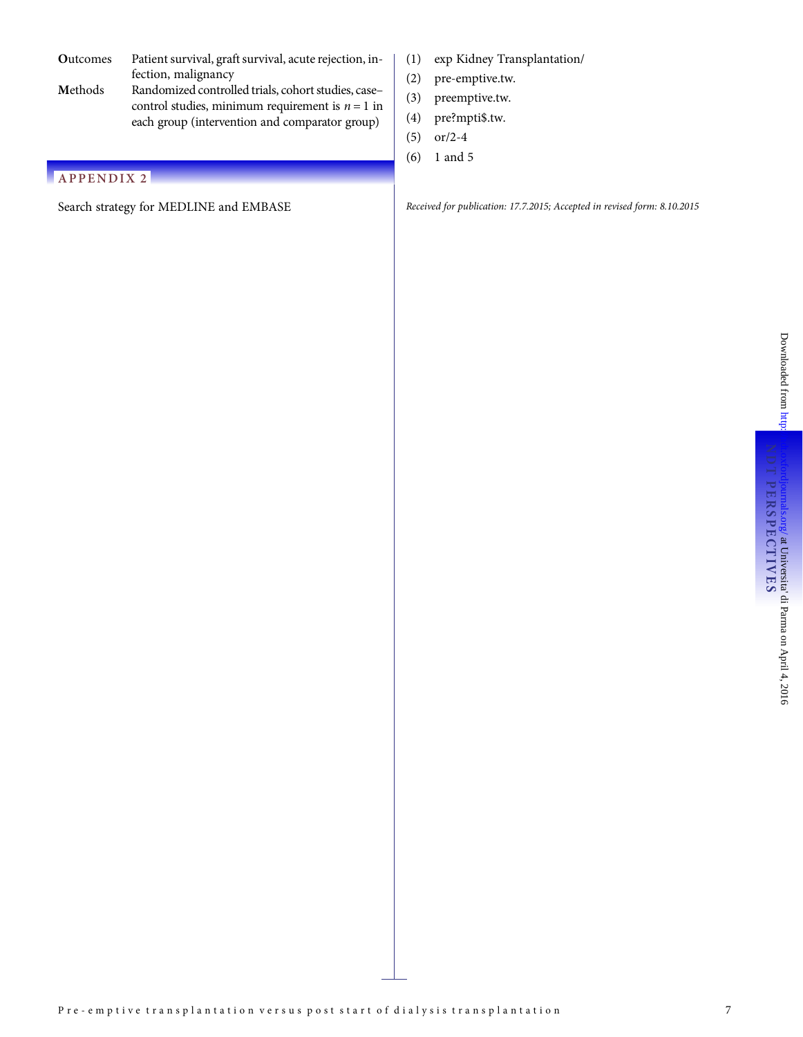| | |
|---|---|
| **O**utcomes | Patient survival, graft survival, acute rejection, infection, malignancy |
| **M**ethods | Randomized controlled trials, cohort studies, case–control studies, minimum requirement is $n = 1$ in each group (intervention and comparator group) |

## APPENDIX 2

Search strategy for MEDLINE and EMBASE

(1) exp Kidney Transplantation/
(2) pre-emptive.tw.
(3) preemptive.tw.
(4) pre?mpti$.tw.
(5) or/2-4
(6) 1 and 5

*Received for publication: 17.7.2015; Accepted in revised form: 8.10.2015*